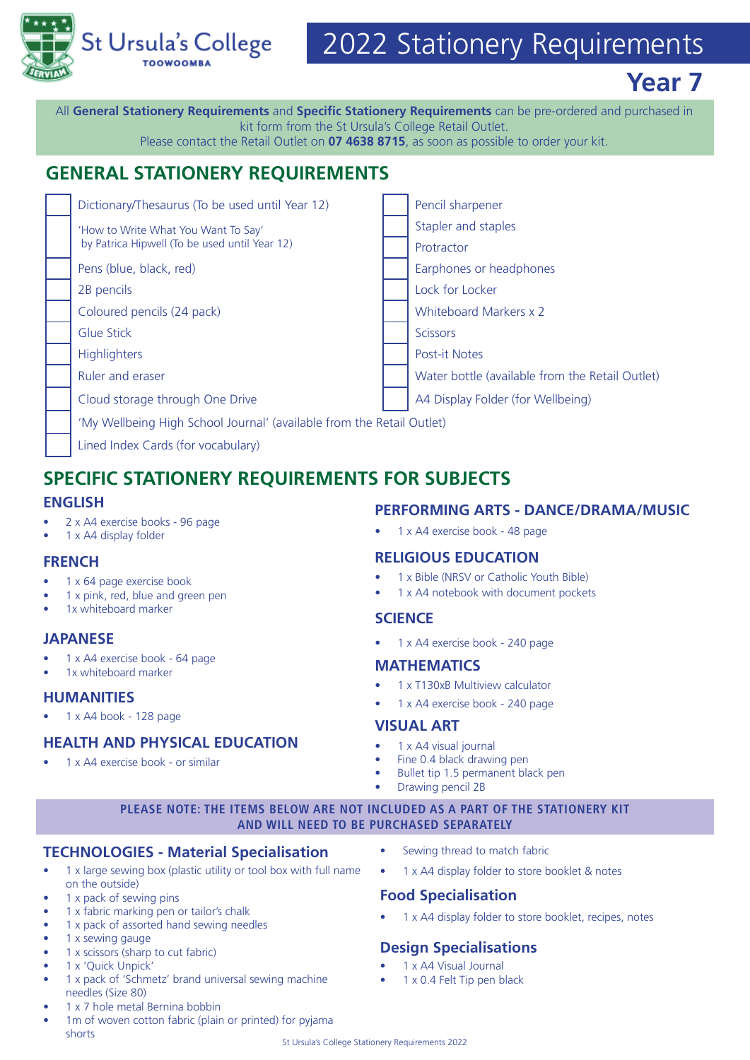St Ursula's College TOOWOOMBA

# 2022 Stationery Requirements

## Year 7

All **General Stationery Requirements** and **Specific Stationery Requirements** can be pre-ordered and purchased in kit form from the St Ursula's College Retail Outlet.
Please contact the Retail Outlet on **07 4638 8715**, as soon as possible to order your kit.

## GENERAL STATIONERY REQUIREMENTS

- [ ] Dictionary/Thesaurus (To be used until Year 12)
- [ ] 'How to Write What You Want To Say' by Patrica Hipwell (To be used until Year 12)
- [ ] Pens (blue, black, red)
- [ ] 2B pencils
- [ ] Coloured pencils (24 pack)
- [ ] Glue Stick
- [ ] Highlighters
- [ ] Ruler and eraser
- [ ] Cloud storage through One Drive
- [ ] 'My Wellbeing High School Journal' (available from the Retail Outlet)
- [ ] Lined Index Cards (for vocabulary)
- [ ] Pencil sharpener
- [ ] Stapler and staples
- [ ] Protractor
- [ ] Earphones or headphones
- [ ] Lock for Locker
- [ ] Whiteboard Markers x 2
- [ ] Scissors
- [ ] Post-it Notes
- [ ] Water bottle (available from the Retail Outlet)
- [ ] A4 Display Folder (for Wellbeing)

## SPECIFIC STATIONERY REQUIREMENTS FOR SUBJECTS

### ENGLISH

- 2 x A4 exercise books - 96 page
- 1 x A4 display folder

### FRENCH

- 1 x 64 page exercise book
- 1 x pink, red, blue and green pen
- 1x whiteboard marker

### JAPANESE

- 1 x A4 exercise book - 64 page
- 1x whiteboard marker

### HUMANITIES

- 1 x A4 book - 128 page

### HEALTH AND PHYSICAL EDUCATION

- 1 x A4 exercise book - or similar

### PERFORMING ARTS - DANCE/DRAMA/MUSIC

- 1 x A4 exercise book - 48 page

### RELIGIOUS EDUCATION

- 1 x Bible (NRSV or Catholic Youth Bible)
- 1 x A4 notebook with document pockets

### SCIENCE

- 1 x A4 exercise book - 240 page

### MATHEMATICS

- 1 x T130xB Multiview calculator
- 1 x A4 exercise book - 240 page

### VISUAL ART

- 1 x A4 visual journal
- Fine 0.4 black drawing pen
- Bullet tip 1.5 permanent black pen
- Drawing pencil 2B

**PLEASE NOTE: THE ITEMS BELOW ARE NOT INCLUDED AS A PART OF THE STATIONERY KIT AND WILL NEED TO BE PURCHASED SEPARATELY**

### TECHNOLOGIES - Material Specialisation

- 1 x large sewing box (plastic utility or tool box with full name on the outside)
- 1 x pack of sewing pins
- 1 x fabric marking pen or tailor's chalk
- 1 x pack of assorted hand sewing needles
- 1 x sewing gauge
- 1 x scissors (sharp to cut fabric)
- 1 x 'Quick Unpick'
- 1 x pack of 'Schmetz' brand universal sewing machine needles (Size 80)
- 1 x 7 hole metal Bernina bobbin
- 1m of woven cotton fabric (plain or printed) for pyjama shorts
- Sewing thread to match fabric
- 1 x A4 display folder to store booklet & notes

### Food Specialisation

- 1 x A4 display folder to store booklet, recipes, notes

### Design Specialisations

- 1 x A4 Visual Journal
- 1 x 0.4 Felt Tip pen black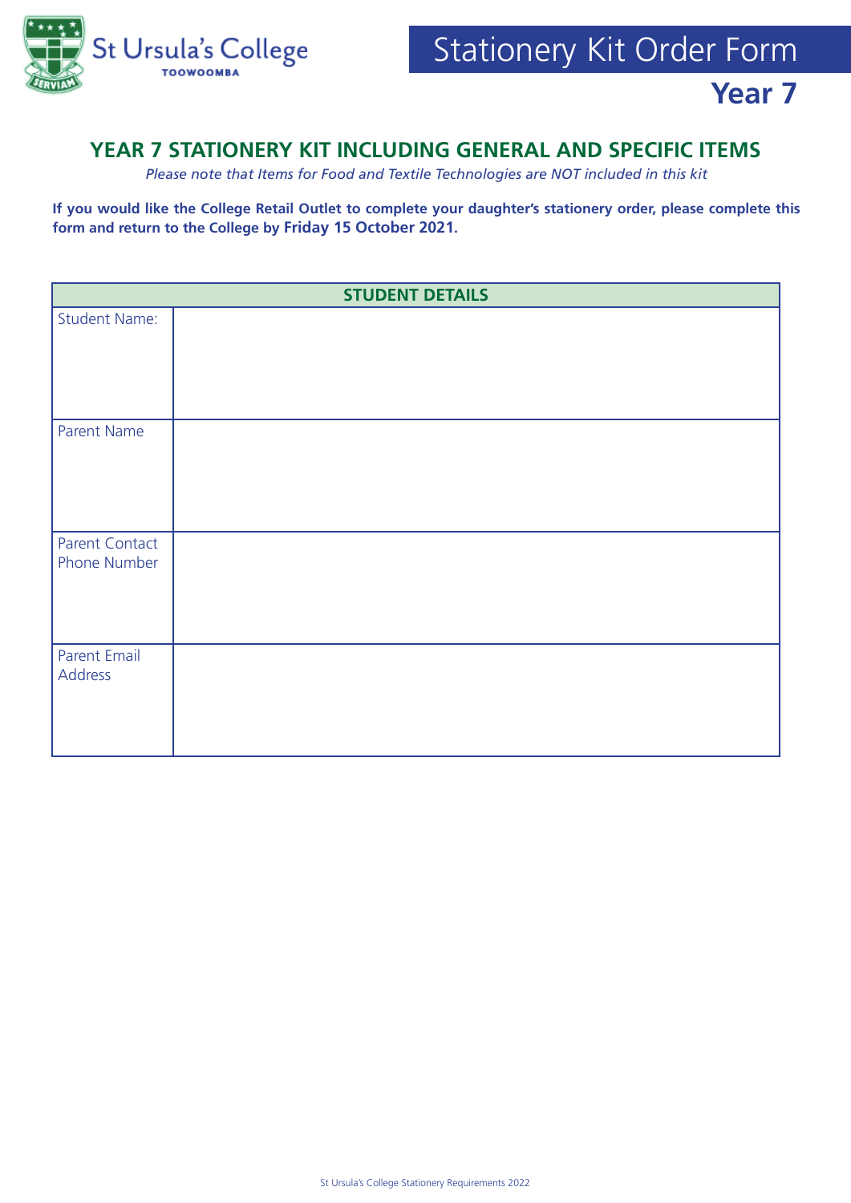St Ursula's College
TOOWOOMBA

# Stationery Kit Order Form

## Year 7

### YEAR 7 STATIONERY KIT INCLUDING GENERAL AND SPECIFIC ITEMS

*Please note that Items for Food and Textile Technologies are NOT included in this kit*

**If you would like the College Retail Outlet to complete your daughter's stationery order, please complete this form and return to the College by Friday 15 October 2021.**

| STUDENT DETAILS | |
|---|---|
| Student Name: | |
| Parent Name | |
| Parent Contact Phone Number | |
| Parent Email Address | |